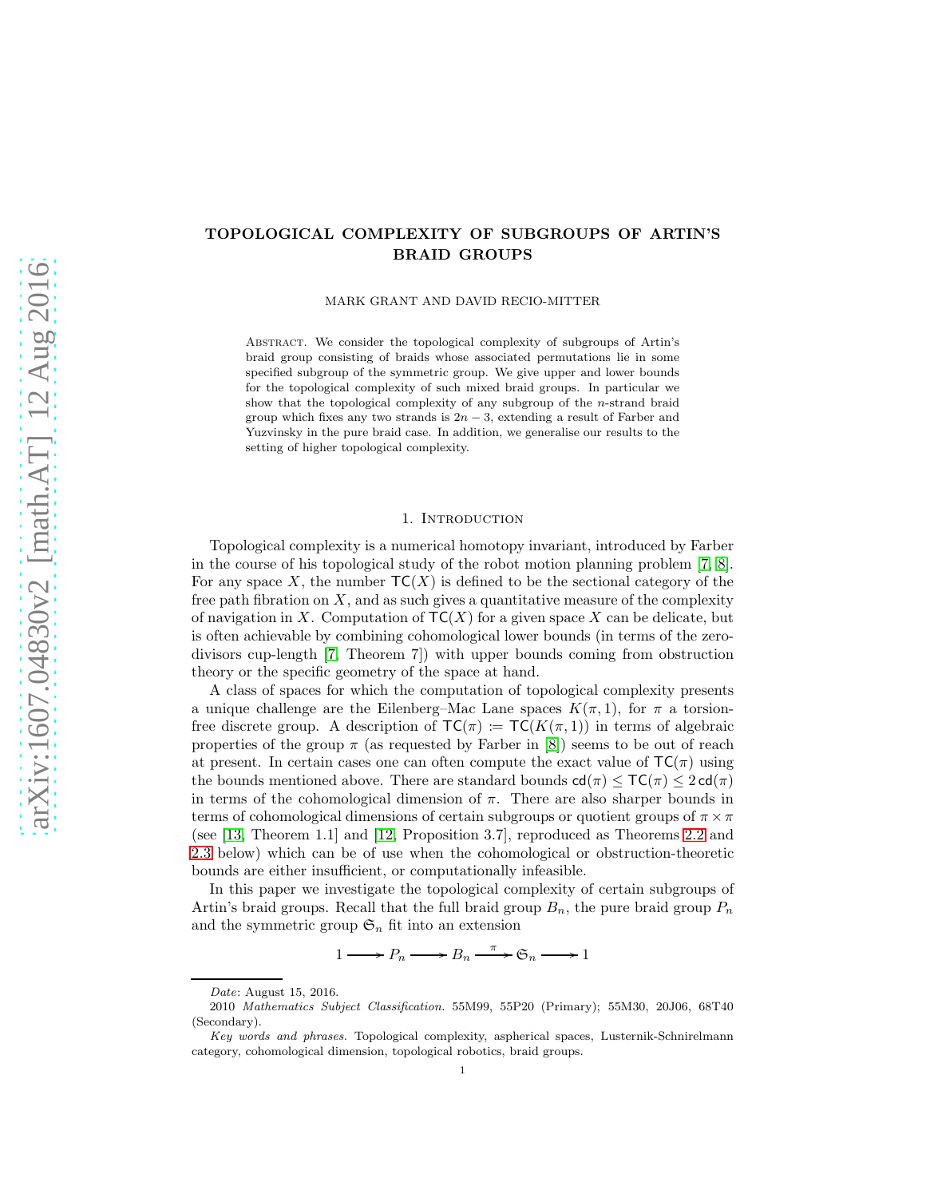# TOPOLOGICAL COMPLEXITY OF SUBGROUPS OF ARTIN'S BRAID GROUPS

MARK GRANT AND DAVID RECIO-MITTER

Abstract. We consider the topological complexity of subgroups of Artin's braid group consisting of braids whose associated permutations lie in some specified subgroup of the symmetric group. We give upper and lower bounds for the topological complexity of such mixed braid groups. In particular we show that the topological complexity of any subgroup of the $n$-strand braid group which fixes any two strands is $2n-3$, extending a result of Farber and Yuzvinsky in the pure braid case. In addition, we generalise our results to the setting of higher topological complexity.

## 1. Introduction

Topological complexity is a numerical homotopy invariant, introduced by Farber in the course of his topological study of the robot motion planning problem [7, 8]. For any space $X$, the number $\mathsf{TC}(X)$ is defined to be the sectional category of the free path fibration on $X$, and as such gives a quantitative measure of the complexity of navigation in $X$. Computation of $\mathsf{TC}(X)$ for a given space $X$ can be delicate, but is often achievable by combining cohomological lower bounds (in terms of the zero-divisors cup-length [7, Theorem 7]) with upper bounds coming from obstruction theory or the specific geometry of the space at hand.

A class of spaces for which the computation of topological complexity presents a unique challenge are the Eilenberg–Mac Lane spaces $K(\pi,1)$, for $\pi$ a torsion-free discrete group. A description of $\mathsf{TC}(\pi) := \mathsf{TC}(K(\pi,1))$ in terms of algebraic properties of the group $\pi$ (as requested by Farber in [8]) seems to be out of reach at present. In certain cases one can often compute the exact value of $\mathsf{TC}(\pi)$ using the bounds mentioned above. There are standard bounds $\mathsf{cd}(\pi) \le \mathsf{TC}(\pi) \le 2\,\mathsf{cd}(\pi)$ in terms of the cohomological dimension of $\pi$. There are also sharper bounds in terms of cohomological dimensions of certain subgroups or quotient groups of $\pi\times\pi$ (see [13, Theorem 1.1] and [12, Proposition 3.7], reproduced as Theorems 2.2 and 2.3 below) which can be of use when the cohomological or obstruction-theoretic bounds are either insufficient, or computationally infeasible.

In this paper we investigate the topological complexity of certain subgroups of Artin's braid groups. Recall that the full braid group $B_n$, the pure braid group $P_n$ and the symmetric group $\mathfrak{S}_n$ fit into an extension

$$1 \longrightarrow P_n \longrightarrow B_n \xrightarrow{\ \pi\ } \mathfrak{S}_n \longrightarrow 1$$

---

*Date*: August 15, 2016.

2010 *Mathematics Subject Classification.* 55M99, 55P20 (Primary); 55M30, 20J06, 68T40 (Secondary).

*Key words and phrases.* Topological complexity, aspherical spaces, Lusternik-Schnirelmann category, cohomological dimension, topological robotics, braid groups.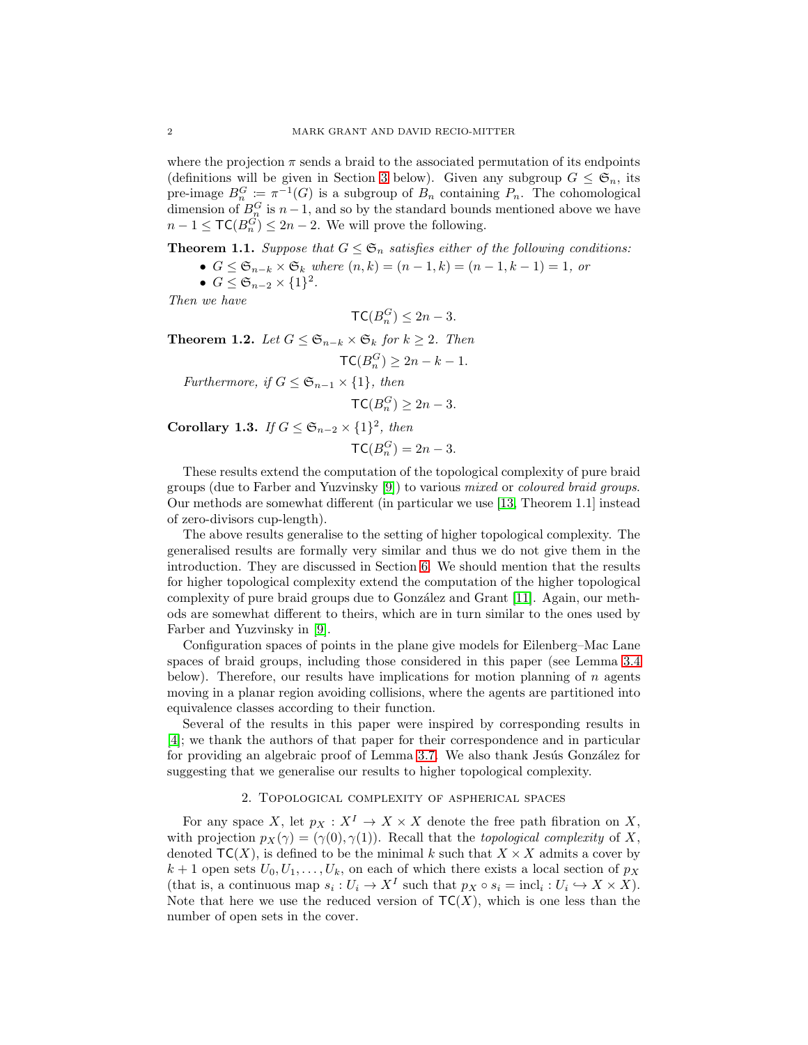where the projection $\pi$ sends a braid to the associated permutation of its endpoints (definitions will be given in Section 3 below). Given any subgroup $G \leq \mathfrak{S}_n$, its pre-image $B_n^G \coloneqq \pi^{-1}(G)$ is a subgroup of $B_n$ containing $P_n$. The cohomological dimension of $B_n^G$ is $n-1$, and so by the standard bounds mentioned above we have $n-1 \leq \mathsf{TC}(B_n^G) \leq 2n-2$. We will prove the following.

**Theorem 1.1.** *Suppose that $G \leq \mathfrak{S}_n$ satisfies either of the following conditions:*

- *$G \leq \mathfrak{S}_{n-k} \times \mathfrak{S}_k$ where $(n,k) = (n-1,k) = (n-1,k-1) = 1$, or*
- *$G \leq \mathfrak{S}_{n-2} \times \{1\}^2$.*

*Then we have*

$$\mathsf{TC}(B_n^G) \leq 2n-3.$$

**Theorem 1.2.** *Let $G \leq \mathfrak{S}_{n-k} \times \mathfrak{S}_k$ for $k \geq 2$. Then*

$$\mathsf{TC}(B_n^G) \geq 2n-k-1.$$

*Furthermore, if $G \leq \mathfrak{S}_{n-1} \times \{1\}$, then*

$$\mathsf{TC}(B_n^G) \geq 2n-3.$$

**Corollary 1.3.** *If $G \leq \mathfrak{S}_{n-2} \times \{1\}^2$, then*

$$\mathsf{TC}(B_n^G) = 2n-3.$$

These results extend the computation of the topological complexity of pure braid groups (due to Farber and Yuzvinsky [9]) to various *mixed* or *coloured braid groups*. Our methods are somewhat different (in particular we use [13, Theorem 1.1] instead of zero-divisors cup-length).

The above results generalise to the setting of higher topological complexity. The generalised results are formally very similar and thus we do not give them in the introduction. They are discussed in Section 6. We should mention that the results for higher topological complexity extend the computation of the higher topological complexity of pure braid groups due to González and Grant [11]. Again, our methods are somewhat different to theirs, which are in turn similar to the ones used by Farber and Yuzvinsky in [9].

Configuration spaces of points in the plane give models for Eilenberg–Mac Lane spaces of braid groups, including those considered in this paper (see Lemma 3.4 below). Therefore, our results have implications for motion planning of $n$ agents moving in a planar region avoiding collisions, where the agents are partitioned into equivalence classes according to their function.

Several of the results in this paper were inspired by corresponding results in [4]; we thank the authors of that paper for their correspondence and in particular for providing an algebraic proof of Lemma 3.7. We also thank Jesús González for suggesting that we generalise our results to higher topological complexity.

## 2. Topological complexity of aspherical spaces

For any space $X$, let $p_X : X^I \to X \times X$ denote the free path fibration on $X$, with projection $p_X(\gamma) = (\gamma(0), \gamma(1))$. Recall that the *topological complexity* of $X$, denoted $\mathsf{TC}(X)$, is defined to be the minimal $k$ such that $X \times X$ admits a cover by $k+1$ open sets $U_0, U_1, \ldots, U_k$, on each of which there exists a local section of $p_X$ (that is, a continuous map $s_i : U_i \to X^I$ such that $p_X \circ s_i = \mathrm{incl}_i : U_i \hookrightarrow X \times X$). Note that here we use the reduced version of $\mathsf{TC}(X)$, which is one less than the number of open sets in the cover.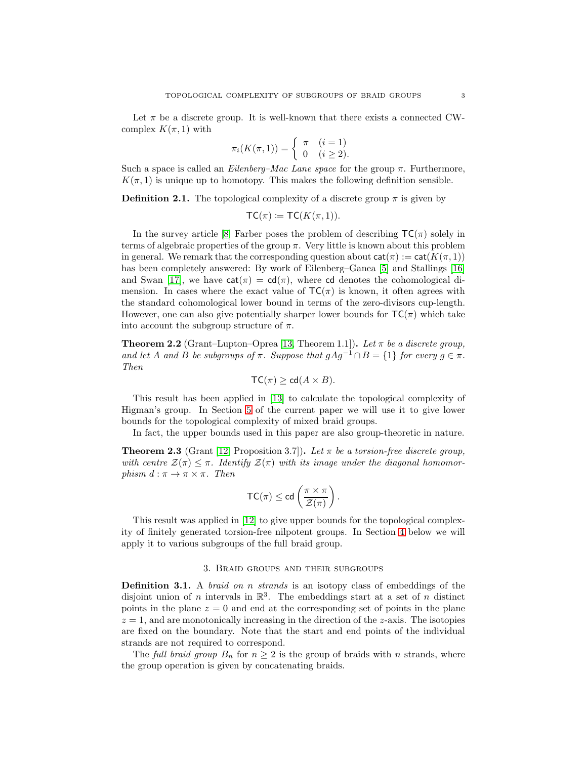Let $\pi$ be a discrete group. It is well-known that there exists a connected CW-complex $K(\pi,1)$ with

$$\pi_i(K(\pi,1)) = \begin{cases} \pi & (i=1) \\ 0 & (i \geq 2). \end{cases}$$

Such a space is called an *Eilenberg–Mac Lane space* for the group $\pi$. Furthermore, $K(\pi,1)$ is unique up to homotopy. This makes the following definition sensible.

**Definition 2.1.** The topological complexity of a discrete group $\pi$ is given by

$$\mathsf{TC}(\pi) := \mathsf{TC}(K(\pi,1)).$$

In the survey article [8] Farber poses the problem of describing $\mathsf{TC}(\pi)$ solely in terms of algebraic properties of the group $\pi$. Very little is known about this problem in general. We remark that the corresponding question about $\mathsf{cat}(\pi) := \mathsf{cat}(K(\pi,1))$ has been completely answered: By work of Eilenberg–Ganea [5] and Stallings [16] and Swan [17], we have $\mathsf{cat}(\pi) = \mathsf{cd}(\pi)$, where $\mathsf{cd}$ denotes the cohomological dimension. In cases where the exact value of $\mathsf{TC}(\pi)$ is known, it often agrees with the standard cohomological lower bound in terms of the zero-divisors cup-length. However, one can also give potentially sharper lower bounds for $\mathsf{TC}(\pi)$ which take into account the subgroup structure of $\pi$.

**Theorem 2.2** (Grant–Lupton–Oprea [13, Theorem 1.1])**.** *Let $\pi$ be a discrete group, and let $A$ and $B$ be subgroups of $\pi$. Suppose that $gAg^{-1} \cap B = \{1\}$ for every $g \in \pi$. Then*

$$\mathsf{TC}(\pi) \geq \mathsf{cd}(A \times B).$$

This result has been applied in [13] to calculate the topological complexity of Higman's group. In Section 5 of the current paper we will use it to give lower bounds for the topological complexity of mixed braid groups.

In fact, the upper bounds used in this paper are also group-theoretic in nature.

**Theorem 2.3** (Grant [12, Proposition 3.7])**.** *Let $\pi$ be a torsion-free discrete group, with centre $\mathcal{Z}(\pi) \leq \pi$. Identify $\mathcal{Z}(\pi)$ with its image under the diagonal homomorphism $d : \pi \to \pi \times \pi$. Then*

$$\mathsf{TC}(\pi) \leq \mathsf{cd}\left(\frac{\pi \times \pi}{\mathcal{Z}(\pi)}\right).$$

This result was applied in [12] to give upper bounds for the topological complexity of finitely generated torsion-free nilpotent groups. In Section 4 below we will apply it to various subgroups of the full braid group.

## 3. Braid groups and their subgroups

**Definition 3.1.** A *braid on $n$ strands* is an isotopy class of embeddings of the disjoint union of $n$ intervals in $\mathbb{R}^3$. The embeddings start at a set of $n$ distinct points in the plane $z = 0$ and end at the corresponding set of points in the plane $z = 1$, and are monotonically increasing in the direction of the $z$-axis. The isotopies are fixed on the boundary. Note that the start and end points of the individual strands are not required to correspond.

The *full braid group* $B_n$ for $n \geq 2$ is the group of braids with $n$ strands, where the group operation is given by concatenating braids.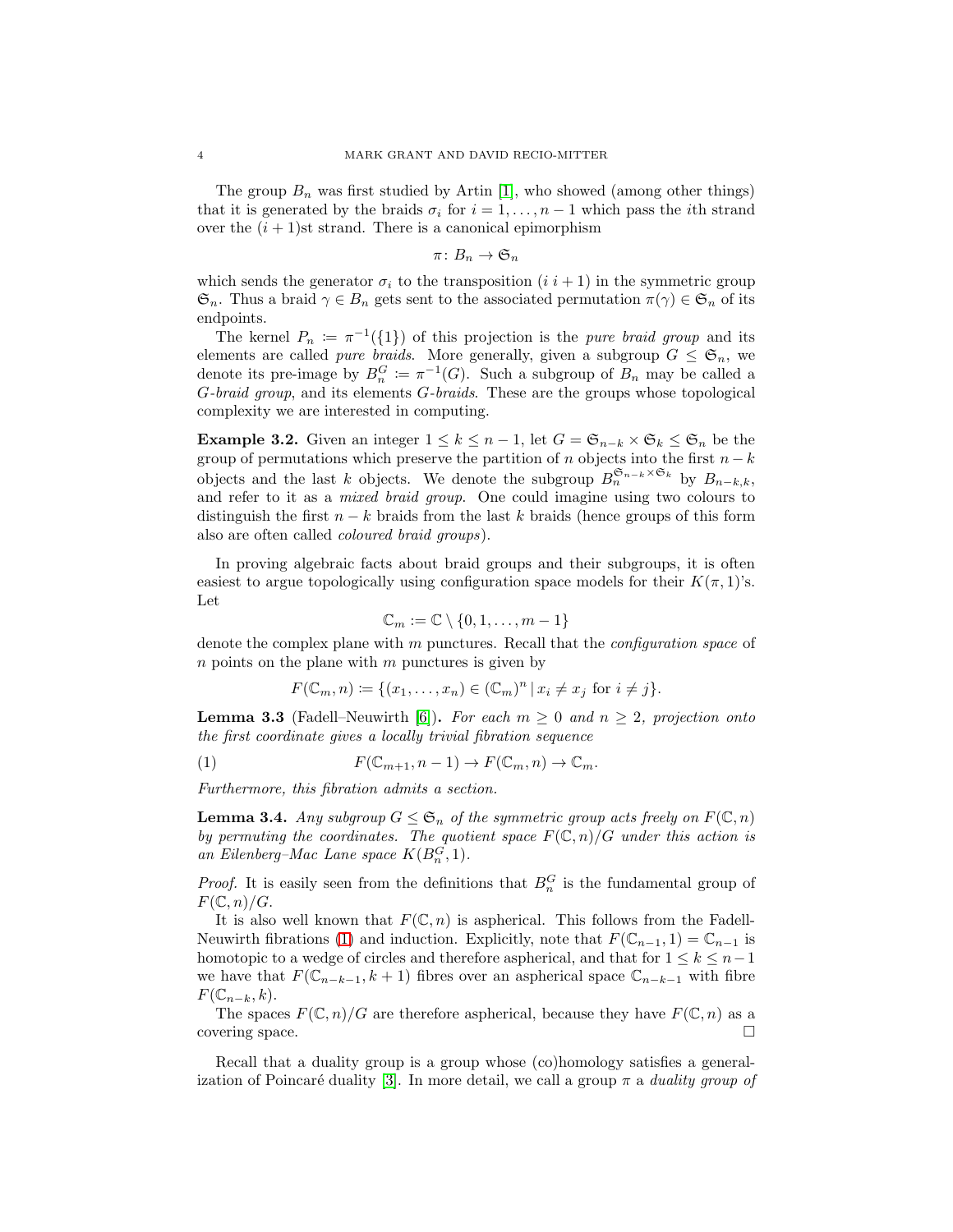The group $B_n$ was first studied by Artin [1], who showed (among other things) that it is generated by the braids $\sigma_i$ for $i = 1, \dots, n-1$ which pass the $i$th strand over the $(i+1)$st strand. There is a canonical epimorphism

$$\pi \colon B_n \to \mathfrak{S}_n$$

which sends the generator $\sigma_i$ to the transposition $(i\ i+1)$ in the symmetric group $\mathfrak{S}_n$. Thus a braid $\gamma \in B_n$ gets sent to the associated permutation $\pi(\gamma) \in \mathfrak{S}_n$ of its endpoints.

The kernel $P_n \coloneqq \pi^{-1}(\{1\})$ of this projection is the *pure braid group* and its elements are called *pure braids*. More generally, given a subgroup $G \leq \mathfrak{S}_n$, we denote its pre-image by $B_n^G \coloneqq \pi^{-1}(G)$. Such a subgroup of $B_n$ may be called a *G-braid group*, and its elements *G-braids*. These are the groups whose topological complexity we are interested in computing.

**Example 3.2.** Given an integer $1 \leq k \leq n-1$, let $G = \mathfrak{S}_{n-k} \times \mathfrak{S}_k \leq \mathfrak{S}_n$ be the group of permutations which preserve the partition of $n$ objects into the first $n-k$ objects and the last $k$ objects. We denote the subgroup $B_n^{\mathfrak{S}_{n-k} \times \mathfrak{S}_k}$ by $B_{n-k,k}$, and refer to it as a *mixed braid group*. One could imagine using two colours to distinguish the first $n-k$ braids from the last $k$ braids (hence groups of this form also are often called *coloured braid groups*).

In proving algebraic facts about braid groups and their subgroups, it is often easiest to argue topologically using configuration space models for their $K(\pi,1)$'s. Let

$$\mathbb{C}_m \coloneqq \mathbb{C} \setminus \{0, 1, \dots, m-1\}$$

denote the complex plane with $m$ punctures. Recall that the *configuration space* of $n$ points on the plane with $m$ punctures is given by

$$F(\mathbb{C}_m, n) \coloneqq \{(x_1, \dots, x_n) \in (\mathbb{C}_m)^n \mid x_i \neq x_j \text{ for } i \neq j\}.$$

**Lemma 3.3** (Fadell–Neuwirth [6])**.** *For each $m \geq 0$ and $n \geq 2$, projection onto the first coordinate gives a locally trivial fibration sequence*

$$F(\mathbb{C}_{m+1}, n-1) \to F(\mathbb{C}_m, n) \to \mathbb{C}_m. \tag{1}$$

*Furthermore, this fibration admits a section.*

**Lemma 3.4.** *Any subgroup $G \leq \mathfrak{S}_n$ of the symmetric group acts freely on $F(\mathbb{C}, n)$ by permuting the coordinates. The quotient space $F(\mathbb{C}, n)/G$ under this action is an Eilenberg–Mac Lane space $K(B_n^G, 1)$.*

*Proof.* It is easily seen from the definitions that $B_n^G$ is the fundamental group of $F(\mathbb{C}, n)/G$.

It is also well known that $F(\mathbb{C}, n)$ is aspherical. This follows from the Fadell-Neuwirth fibrations (1) and induction. Explicitly, note that $F(\mathbb{C}_{n-1}, 1) = \mathbb{C}_{n-1}$ is homotopic to a wedge of circles and therefore aspherical, and that for $1 \leq k \leq n-1$ we have that $F(\mathbb{C}_{n-k-1}, k+1)$ fibres over an aspherical space $\mathbb{C}_{n-k-1}$ with fibre $F(\mathbb{C}_{n-k}, k)$.

The spaces $F(\mathbb{C}, n)/G$ are therefore aspherical, because they have $F(\mathbb{C}, n)$ as a covering space. $\square$

Recall that a duality group is a group whose (co)homology satisfies a generalization of Poincaré duality [3]. In more detail, we call a group $\pi$ a *duality group of*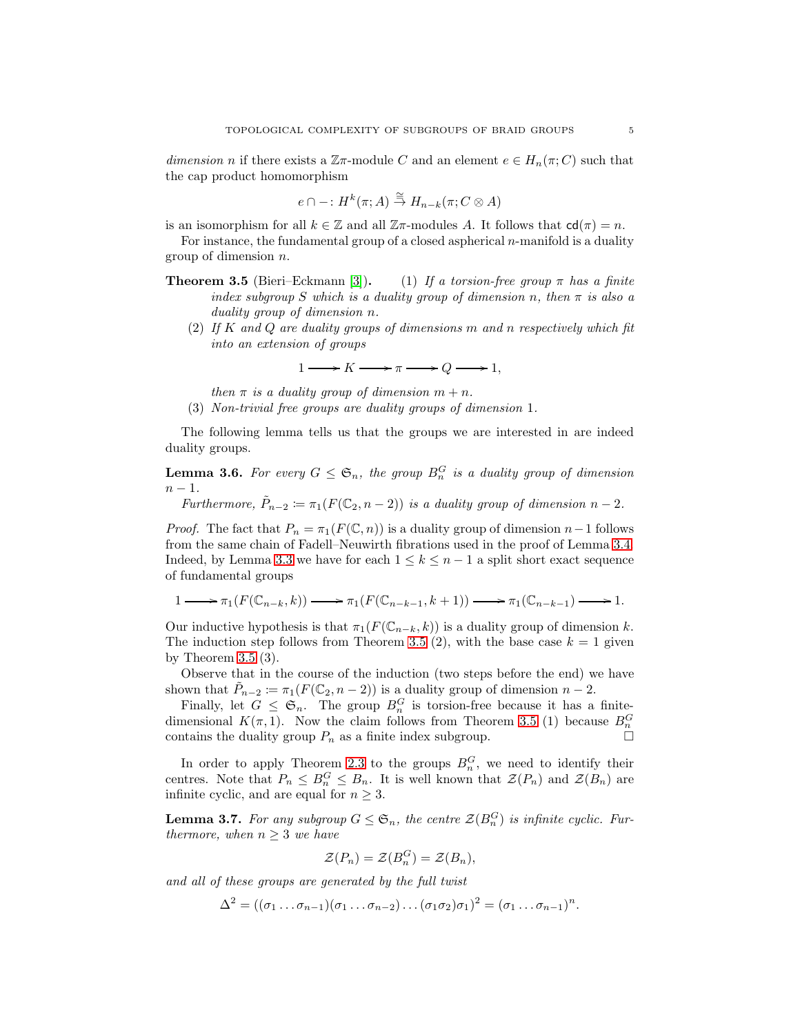*dimension* $n$ if there exists a $\mathbb{Z}\pi$-module $C$ and an element $e \in H_n(\pi; C)$ such that the cap product homomorphism

$$e \cap -\colon H^k(\pi; A) \overset{\cong}{\to} H_{n-k}(\pi; C \otimes A)$$

is an isomorphism for all $k \in \mathbb{Z}$ and all $\mathbb{Z}\pi$-modules $A$. It follows that $\mathsf{cd}(\pi) = n$.

For instance, the fundamental group of a closed aspherical $n$-manifold is a duality group of dimension $n$.

**Theorem 3.5** (Bieri–Eckmann [3])**.**
1. *If a torsion-free group $\pi$ has a finite index subgroup $S$ which is a duality group of dimension $n$, then $\pi$ is also a duality group of dimension $n$.*
2. *If $K$ and $Q$ are duality groups of dimensions $m$ and $n$ respectively which fit into an extension of groups*

$$1 \longrightarrow K \longrightarrow \pi \longrightarrow Q \longrightarrow 1,$$

*then $\pi$ is a duality group of dimension $m + n$.*

3. *Non-trivial free groups are duality groups of dimension 1.*

The following lemma tells us that the groups we are interested in are indeed duality groups.

**Lemma 3.6.** *For every $G \leq \mathfrak{S}_n$, the group $B_n^G$ is a duality group of dimension $n-1$.*

*Furthermore, $\tilde{P}_{n-2} \coloneqq \pi_1(F(\mathbb{C}_2, n-2))$ is a duality group of dimension $n-2$.*

*Proof.* The fact that $P_n = \pi_1(F(\mathbb{C}, n))$ is a duality group of dimension $n-1$ follows from the same chain of Fadell–Neuwirth fibrations used in the proof of Lemma 3.4. Indeed, by Lemma 3.3 we have for each $1 \leq k \leq n-1$ a split short exact sequence of fundamental groups

$$1 \longrightarrow \pi_1(F(\mathbb{C}_{n-k}, k)) \longrightarrow \pi_1(F(\mathbb{C}_{n-k-1}, k+1)) \longrightarrow \pi_1(\mathbb{C}_{n-k-1}) \longrightarrow 1.$$

Our inductive hypothesis is that $\pi_1(F(\mathbb{C}_{n-k}, k))$ is a duality group of dimension $k$. The induction step follows from Theorem 3.5 (2), with the base case $k = 1$ given by Theorem 3.5 (3).

Observe that in the course of the induction (two steps before the end) we have shown that $\tilde{P}_{n-2} \coloneqq \pi_1(F(\mathbb{C}_2, n-2))$ is a duality group of dimension $n-2$.

Finally, let $G \leq \mathfrak{S}_n$. The group $B_n^G$ is torsion-free because it has a finite-dimensional $K(\pi, 1)$. Now the claim follows from Theorem 3.5 (1) because $B_n^G$ contains the duality group $P_n$ as a finite index subgroup. $\square$

In order to apply Theorem 2.3 to the groups $B_n^G$, we need to identify their centres. Note that $P_n \leq B_n^G \leq B_n$. It is well known that $\mathcal{Z}(P_n)$ and $\mathcal{Z}(B_n)$ are infinite cyclic, and are equal for $n \geq 3$.

**Lemma 3.7.** *For any subgroup $G \leq \mathfrak{S}_n$, the centre $\mathcal{Z}(B_n^G)$ is infinite cyclic. Furthermore, when $n \geq 3$ we have*

$$\mathcal{Z}(P_n) = \mathcal{Z}(B_n^G) = \mathcal{Z}(B_n),$$

*and all of these groups are generated by the full twist*

$$\Delta^2 = ((\sigma_1 \ldots \sigma_{n-1})(\sigma_1 \ldots \sigma_{n-2}) \ldots (\sigma_1\sigma_2)\sigma_1)^2 = (\sigma_1 \ldots \sigma_{n-1})^n.$$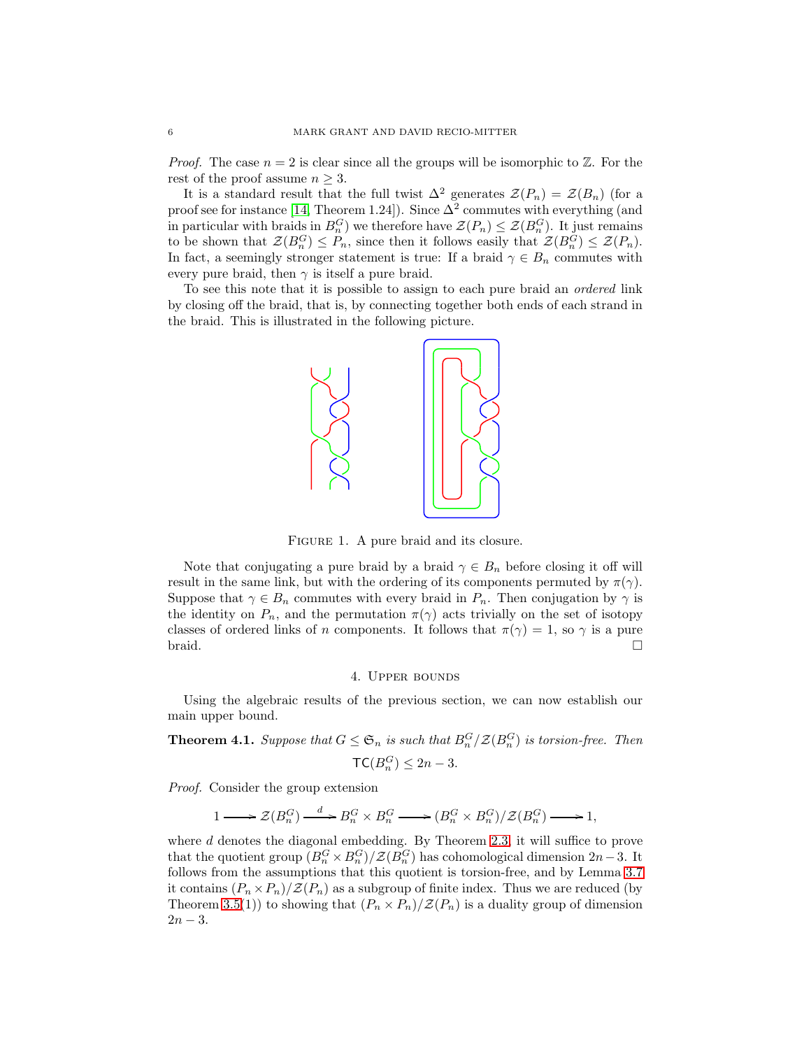*Proof.* The case $n = 2$ is clear since all the groups will be isomorphic to $\mathbb{Z}$. For the rest of the proof assume $n \geq 3$.

It is a standard result that the full twist $\Delta^2$ generates $\mathcal{Z}(P_n) = \mathcal{Z}(B_n)$ (for a proof see for instance [14, Theorem 1.24]). Since $\Delta^2$ commutes with everything (and in particular with braids in $B_n^G$) we therefore have $\mathcal{Z}(P_n) \leq \mathcal{Z}(B_n^G)$. It just remains to be shown that $\mathcal{Z}(B_n^G) \leq P_n$, since then it follows easily that $\mathcal{Z}(B_n^G) \leq \mathcal{Z}(P_n)$. In fact, a seemingly stronger statement is true: If a braid $\gamma \in B_n$ commutes with every pure braid, then $\gamma$ is itself a pure braid.

To see this note that it is possible to assign to each pure braid an *ordered* link by closing off the braid, that is, by connecting together both ends of each strand in the braid. This is illustrated in the following picture.

Figure 1. A pure braid and its closure.

Note that conjugating a pure braid by a braid $\gamma \in B_n$ before closing it off will result in the same link, but with the ordering of its components permuted by $\pi(\gamma)$. Suppose that $\gamma \in B_n$ commutes with every braid in $P_n$. Then conjugation by $\gamma$ is the identity on $P_n$, and the permutation $\pi(\gamma)$ acts trivially on the set of isotopy classes of ordered links of $n$ components. It follows that $\pi(\gamma) = 1$, so $\gamma$ is a pure braid. □

## 4. Upper bounds

Using the algebraic results of the previous section, we can now establish our main upper bound.

**Theorem 4.1.** *Suppose that $G \leq \mathfrak{S}_n$ is such that $B_n^G/\mathcal{Z}(B_n^G)$ is torsion-free. Then*

$$\mathsf{TC}(B_n^G) \leq 2n - 3.$$

*Proof.* Consider the group extension

$$1 \longrightarrow \mathcal{Z}(B_n^G) \xrightarrow{\ d\ } B_n^G \times B_n^G \longrightarrow (B_n^G \times B_n^G)/\mathcal{Z}(B_n^G) \longrightarrow 1,$$

where $d$ denotes the diagonal embedding. By Theorem 2.3, it will suffice to prove that the quotient group $(B_n^G \times B_n^G)/\mathcal{Z}(B_n^G)$ has cohomological dimension $2n-3$. It follows from the assumptions that this quotient is torsion-free, and by Lemma 3.7 it contains $(P_n \times P_n)/\mathcal{Z}(P_n)$ as a subgroup of finite index. Thus we are reduced (by Theorem 3.5(1)) to showing that $(P_n \times P_n)/\mathcal{Z}(P_n)$ is a duality group of dimension $2n-3$.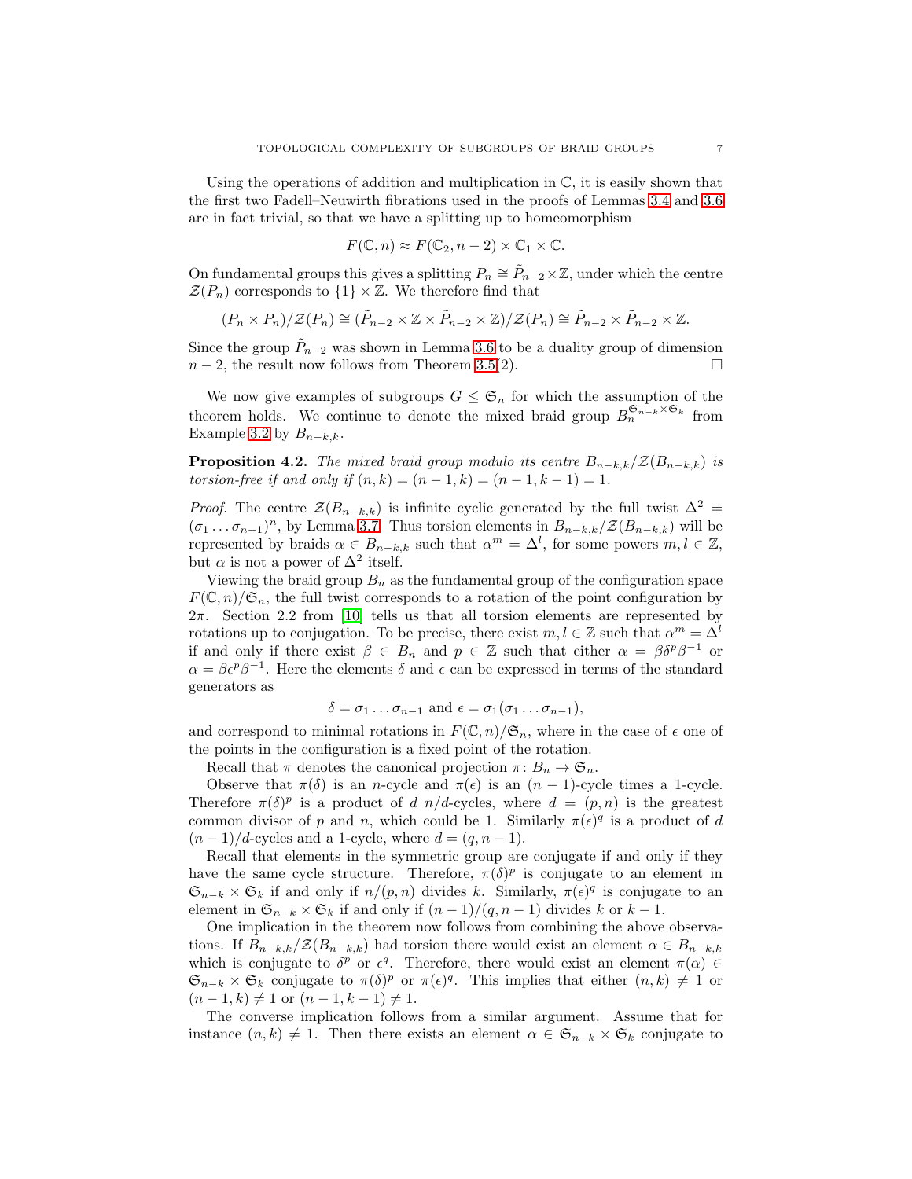Using the operations of addition and multiplication in $\mathbb{C}$, it is easily shown that the first two Fadell–Neuwirth fibrations used in the proofs of Lemmas 3.4 and 3.6 are in fact trivial, so that we have a splitting up to homeomorphism

$$F(\mathbb{C}, n) \approx F(\mathbb{C}_2, n-2) \times \mathbb{C}_1 \times \mathbb{C}.$$

On fundamental groups this gives a splitting $P_n \cong \tilde{P}_{n-2} \times \mathbb{Z}$, under which the centre $\mathcal{Z}(P_n)$ corresponds to $\{1\} \times \mathbb{Z}$. We therefore find that

$$(P_n \times P_n)/\mathcal{Z}(P_n) \cong (\tilde{P}_{n-2} \times \mathbb{Z} \times \tilde{P}_{n-2} \times \mathbb{Z})/\mathcal{Z}(P_n) \cong \tilde{P}_{n-2} \times \tilde{P}_{n-2} \times \mathbb{Z}.$$

Since the group $\tilde{P}_{n-2}$ was shown in Lemma 3.6 to be a duality group of dimension $n-2$, the result now follows from Theorem 3.5(2). $\square$

We now give examples of subgroups $G \leq \mathfrak{S}_n$ for which the assumption of the theorem holds. We continue to denote the mixed braid group $B_n^{\mathfrak{S}_{n-k} \times \mathfrak{S}_k}$ from Example 3.2 by $B_{n-k,k}$.

**Proposition 4.2.** *The mixed braid group modulo its centre $B_{n-k,k}/\mathcal{Z}(B_{n-k,k})$ is torsion-free if and only if $(n,k) = (n-1,k) = (n-1,k-1) = 1$.*

*Proof.* The centre $\mathcal{Z}(B_{n-k,k})$ is infinite cyclic generated by the full twist $\Delta^2 = (\sigma_1 \ldots \sigma_{n-1})^n$, by Lemma 3.7. Thus torsion elements in $B_{n-k,k}/\mathcal{Z}(B_{n-k,k})$ will be represented by braids $\alpha \in B_{n-k,k}$ such that $\alpha^m = \Delta^l$, for some powers $m, l \in \mathbb{Z}$, but $\alpha$ is not a power of $\Delta^2$ itself.

Viewing the braid group $B_n$ as the fundamental group of the configuration space $F(\mathbb{C}, n)/\mathfrak{S}_n$, the full twist corresponds to a rotation of the point configuration by $2\pi$. Section 2.2 from [10] tells us that all torsion elements are represented by rotations up to conjugation. To be precise, there exist $m, l \in \mathbb{Z}$ such that $\alpha^m = \Delta^l$ if and only if there exist $\beta \in B_n$ and $p \in \mathbb{Z}$ such that either $\alpha = \beta\delta^p\beta^{-1}$ or $\alpha = \beta\epsilon^p\beta^{-1}$. Here the elements $\delta$ and $\epsilon$ can be expressed in terms of the standard generators as

$$\delta = \sigma_1 \ldots \sigma_{n-1} \text{ and } \epsilon = \sigma_1(\sigma_1 \ldots \sigma_{n-1}),$$

and correspond to minimal rotations in $F(\mathbb{C}, n)/\mathfrak{S}_n$, where in the case of $\epsilon$ one of the points in the configuration is a fixed point of the rotation.

Recall that $\pi$ denotes the canonical projection $\pi\colon B_n \to \mathfrak{S}_n$.

Observe that $\pi(\delta)$ is an $n$-cycle and $\pi(\epsilon)$ is an $(n-1)$-cycle times a 1-cycle. Therefore $\pi(\delta)^p$ is a product of $d$ $n/d$-cycles, where $d = (p,n)$ is the greatest common divisor of $p$ and $n$, which could be 1. Similarly $\pi(\epsilon)^q$ is a product of $d$ $(n-1)/d$-cycles and a 1-cycle, where $d = (q, n-1)$.

Recall that elements in the symmetric group are conjugate if and only if they have the same cycle structure. Therefore, $\pi(\delta)^p$ is conjugate to an element in $\mathfrak{S}_{n-k} \times \mathfrak{S}_k$ if and only if $n/(p,n)$ divides $k$. Similarly, $\pi(\epsilon)^q$ is conjugate to an element in $\mathfrak{S}_{n-k} \times \mathfrak{S}_k$ if and only if $(n-1)/(q,n-1)$ divides $k$ or $k-1$.

One implication in the theorem now follows from combining the above observations. If $B_{n-k,k}/\mathcal{Z}(B_{n-k,k})$ had torsion there would exist an element $\alpha \in B_{n-k,k}$ which is conjugate to $\delta^p$ or $\epsilon^q$. Therefore, there would exist an element $\pi(\alpha) \in \mathfrak{S}_{n-k} \times \mathfrak{S}_k$ conjugate to $\pi(\delta)^p$ or $\pi(\epsilon)^q$. This implies that either $(n,k) \neq 1$ or $(n-1,k) \neq 1$ or $(n-1,k-1) \neq 1$.

The converse implication follows from a similar argument. Assume that for instance $(n,k) \neq 1$. Then there exists an element $\alpha \in \mathfrak{S}_{n-k} \times \mathfrak{S}_k$ conjugate to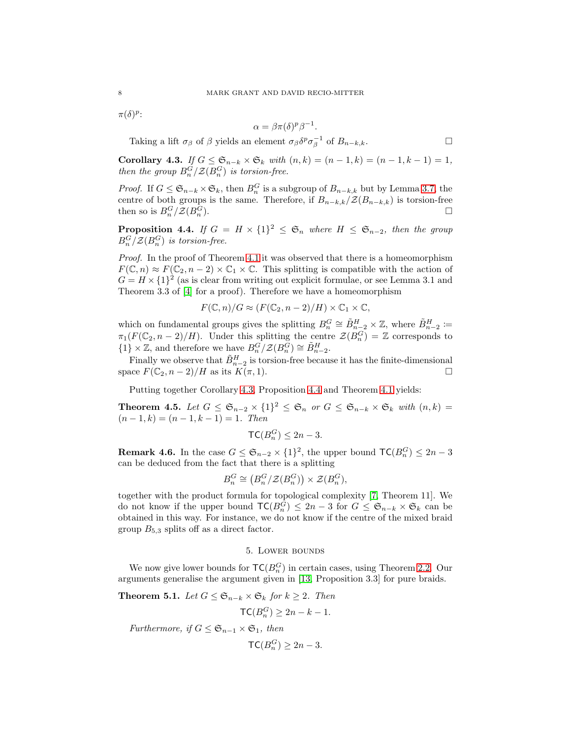$\pi(\delta)^p$:

$$\alpha = \beta\pi(\delta)^p\beta^{-1}.$$

Taking a lift $\sigma_\beta$ of $\beta$ yields an element $\sigma_\beta\delta^p\sigma_\beta^{-1}$ of $B_{n-k,k}$. □

**Corollary 4.3.** *If $G \le \mathfrak{S}_{n-k} \times \mathfrak{S}_k$ with $(n,k) = (n-1,k) = (n-1,k-1) = 1$, then the group $B_n^G/\mathcal{Z}(B_n^G)$ is torsion-free.*

*Proof.* If $G \le \mathfrak{S}_{n-k} \times \mathfrak{S}_k$, then $B_n^G$ is a subgroup of $B_{n-k,k}$ but by Lemma 3.7, the centre of both groups is the same. Therefore, if $B_{n-k,k}/\mathcal{Z}(B_{n-k,k})$ is torsion-free then so is $B_n^G/\mathcal{Z}(B_n^G)$. □

**Proposition 4.4.** *If $G = H \times \{1\}^2 \le \mathfrak{S}_n$ where $H \le \mathfrak{S}_{n-2}$, then the group $B_n^G/\mathcal{Z}(B_n^G)$ is torsion-free.*

*Proof.* In the proof of Theorem 4.1 it was observed that there is a homeomorphism $F(\mathbb{C},n) \approx F(\mathbb{C}_2, n-2) \times \mathbb{C}_1 \times \mathbb{C}$. This splitting is compatible with the action of $G = H \times \{1\}^2$ (as is clear from writing out explicit formulae, or see Lemma 3.1 and Theorem 3.3 of [4] for a proof). Therefore we have a homeomorphism

$$F(\mathbb{C},n)/G \approx (F(\mathbb{C}_2, n-2)/H) \times \mathbb{C}_1 \times \mathbb{C},$$

which on fundamental groups gives the splitting $B_n^G \cong \tilde{B}_{n-2}^H \times \mathbb{Z}$, where $\tilde{B}_{n-2}^H := \pi_1(F(\mathbb{C}_2, n-2)/H)$. Under this splitting the centre $\mathcal{Z}(B_n^G) = \mathbb{Z}$ corresponds to $\{1\} \times \mathbb{Z}$, and therefore we have $B_n^G/\mathcal{Z}(B_n^G) \cong \tilde{B}_{n-2}^H$.

Finally we observe that $\tilde{B}_{n-2}^H$ is torsion-free because it has the finite-dimensional space $F(\mathbb{C}_2, n-2)/H$ as its $K(\pi, 1)$. □

Putting together Corollary 4.3, Proposition 4.4 and Theorem 4.1 yields:

**Theorem 4.5.** *Let $G \le \mathfrak{S}_{n-2} \times \{1\}^2 \le \mathfrak{S}_n$ or $G \le \mathfrak{S}_{n-k} \times \mathfrak{S}_k$ with $(n,k) = (n-1,k) = (n-1,k-1) = 1$. Then*

$$\mathsf{TC}(B_n^G) \le 2n - 3.$$

**Remark 4.6.** In the case $G \le \mathfrak{S}_{n-2} \times \{1\}^2$, the upper bound $\mathsf{TC}(B_n^G) \le 2n-3$ can be deduced from the fact that there is a splitting

$$B_n^G \cong \left(B_n^G/\mathcal{Z}(B_n^G)\right) \times \mathcal{Z}(B_n^G),$$

together with the product formula for topological complexity [7, Theorem 11]. We do not know if the upper bound $\mathsf{TC}(B_n^G) \le 2n-3$ for $G \le \mathfrak{S}_{n-k} \times \mathfrak{S}_k$ can be obtained in this way. For instance, we do not know if the centre of the mixed braid group $B_{5,3}$ splits off as a direct factor.

## 5. Lower bounds

We now give lower bounds for $\mathsf{TC}(B_n^G)$ in certain cases, using Theorem 2.2. Our arguments generalise the argument given in [13, Proposition 3.3] for pure braids.

**Theorem 5.1.** *Let $G \le \mathfrak{S}_{n-k} \times \mathfrak{S}_k$ for $k \ge 2$. Then*

$$\mathsf{TC}(B_n^G) \ge 2n - k - 1.$$

*Furthermore, if $G \le \mathfrak{S}_{n-1} \times \mathfrak{S}_1$, then*

$$\mathsf{TC}(B_n^G) \ge 2n - 3.$$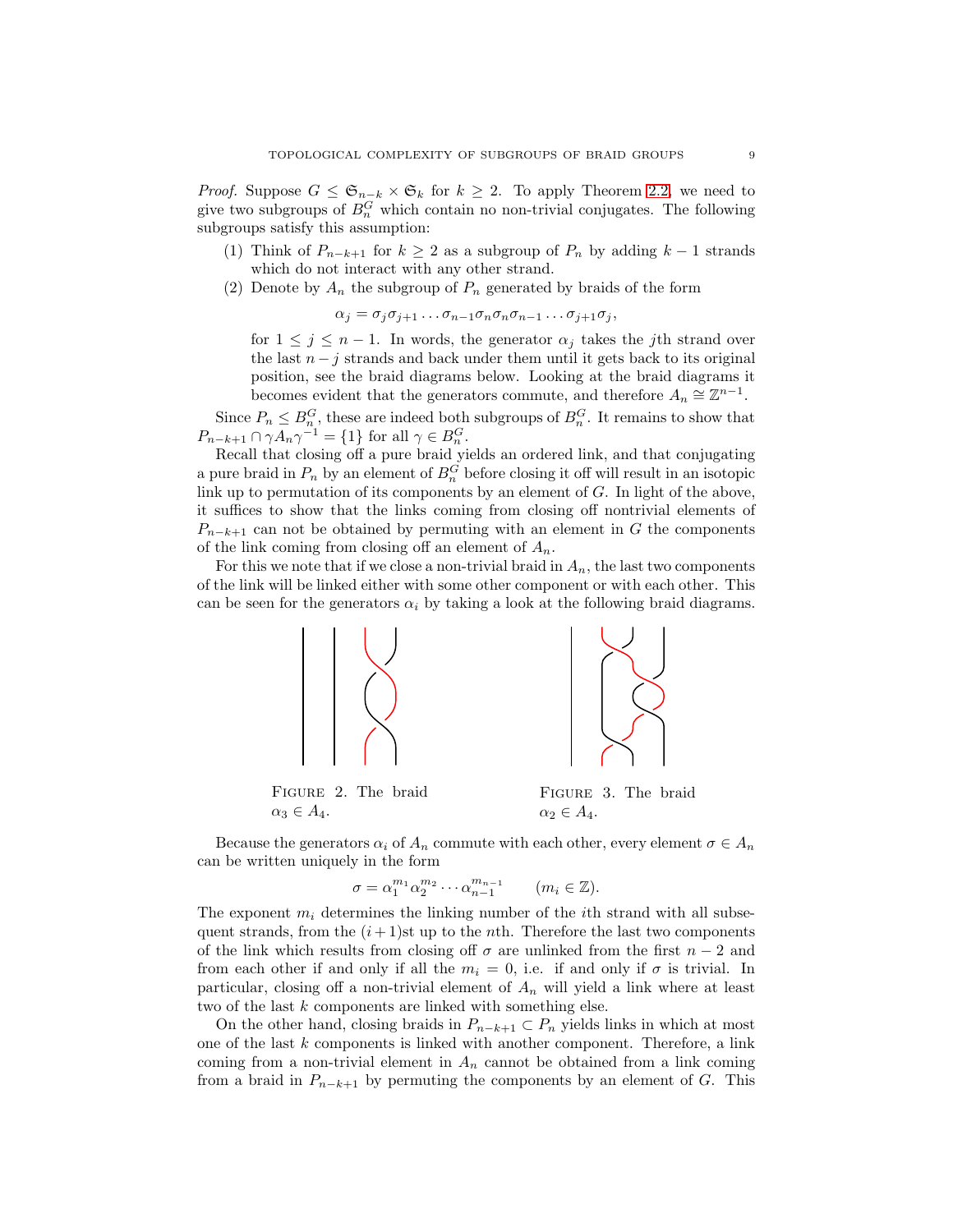*Proof.* Suppose $G \leq \mathfrak{S}_{n-k} \times \mathfrak{S}_k$ for $k \geq 2$. To apply Theorem 2.2, we need to give two subgroups of $B_n^G$ which contain no non-trivial conjugates. The following subgroups satisfy this assumption:

1. Think of $P_{n-k+1}$ for $k \geq 2$ as a subgroup of $P_n$ by adding $k-1$ strands which do not interact with any other strand.
2. Denote by $A_n$ the subgroup of $P_n$ generated by braids of the form
$$\alpha_j = \sigma_j \sigma_{j+1} \dots \sigma_{n-1} \sigma_n \sigma_n \sigma_{n-1} \dots \sigma_{j+1} \sigma_j,$$
for $1 \leq j \leq n-1$. In words, the generator $\alpha_j$ takes the $j$th strand over the last $n-j$ strands and back under them until it gets back to its original position, see the braid diagrams below. Looking at the braid diagrams it becomes evident that the generators commute, and therefore $A_n \cong \mathbb{Z}^{n-1}$.

Since $P_n \leq B_n^G$, these are indeed both subgroups of $B_n^G$. It remains to show that $P_{n-k+1} \cap \gamma A_n \gamma^{-1} = \{1\}$ for all $\gamma \in B_n^G$.

Recall that closing off a pure braid yields an ordered link, and that conjugating a pure braid in $P_n$ by an element of $B_n^G$ before closing it off will result in an isotopic link up to permutation of its components by an element of $G$. In light of the above, it suffices to show that the links coming from closing off nontrivial elements of $P_{n-k+1}$ can not be obtained by permuting with an element in $G$ the components of the link coming from closing off an element of $A_n$.

For this we note that if we close a non-trivial braid in $A_n$, the last two components of the link will be linked either with some other component or with each other. This can be seen for the generators $\alpha_i$ by taking a look at the following braid diagrams.

Figure 2. The braid $\alpha_3 \in A_4$.

Figure 3. The braid $\alpha_2 \in A_4$.

Because the generators $\alpha_i$ of $A_n$ commute with each other, every element $\sigma \in A_n$ can be written uniquely in the form
$$\sigma = \alpha_1^{m_1} \alpha_2^{m_2} \cdots \alpha_{n-1}^{m_{n-1}} \qquad (m_i \in \mathbb{Z}).$$
The exponent $m_i$ determines the linking number of the $i$th strand with all subsequent strands, from the $(i+1)$st up to the $n$th. Therefore the last two components of the link which results from closing off $\sigma$ are unlinked from the first $n-2$ and from each other if and only if all the $m_i = 0$, i.e. if and only if $\sigma$ is trivial. In particular, closing off a non-trivial element of $A_n$ will yield a link where at least two of the last $k$ components are linked with something else.

On the other hand, closing braids in $P_{n-k+1} \subset P_n$ yields links in which at most one of the last $k$ components is linked with another component. Therefore, a link coming from a non-trivial element in $A_n$ cannot be obtained from a link coming from a braid in $P_{n-k+1}$ by permuting the components by an element of $G$. This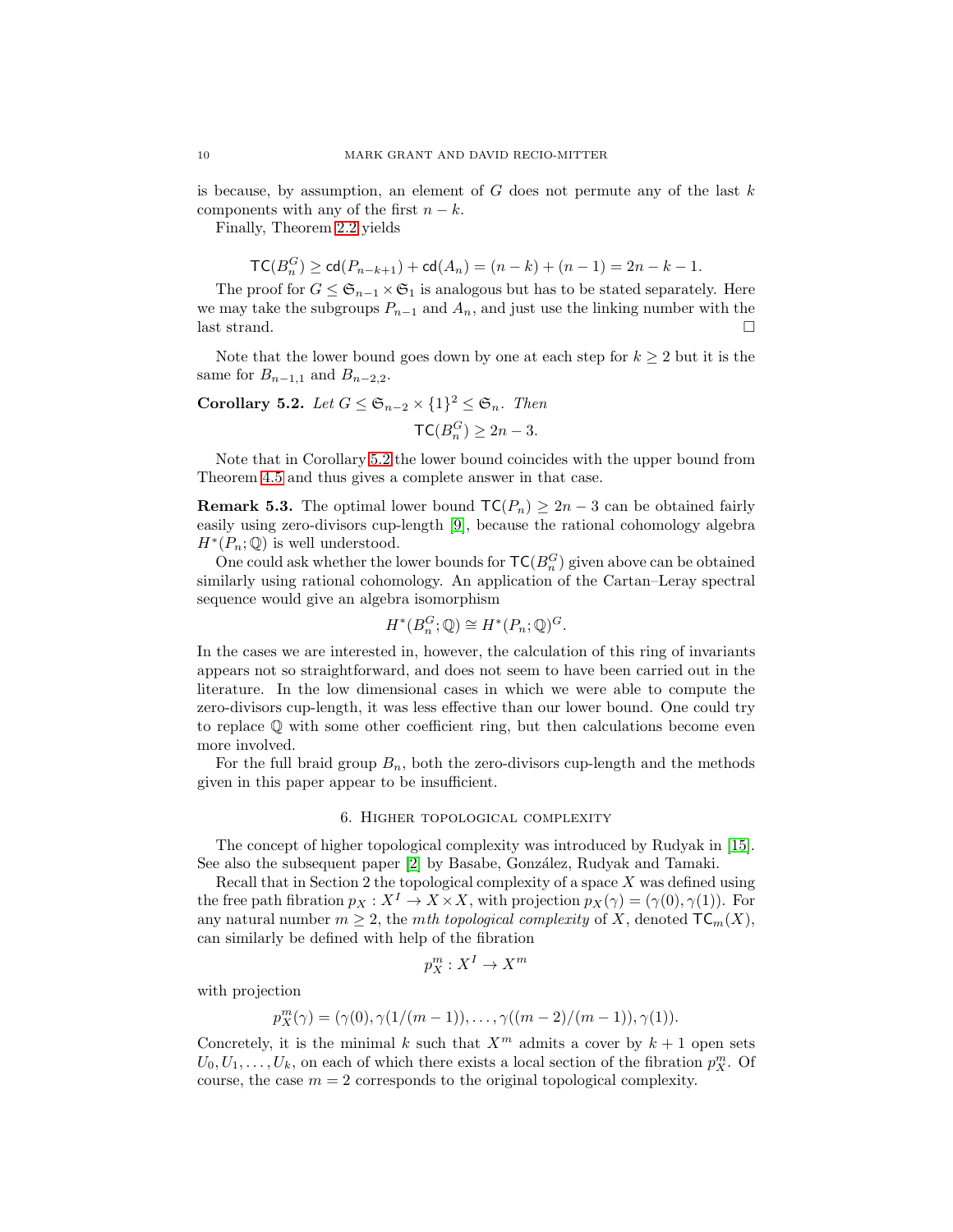is because, by assumption, an element of $G$ does not permute any of the last $k$ components with any of the first $n-k$.

Finally, Theorem 2.2 yields

$$\mathsf{TC}(B_n^G) \geq \mathsf{cd}(P_{n-k+1}) + \mathsf{cd}(A_n) = (n-k) + (n-1) = 2n-k-1.$$

The proof for $G \leq \mathfrak{S}_{n-1} \times \mathfrak{S}_1$ is analogous but has to be stated separately. Here we may take the subgroups $P_{n-1}$ and $A_n$, and just use the linking number with the last strand. □

Note that the lower bound goes down by one at each step for $k \geq 2$ but it is the same for $B_{n-1,1}$ and $B_{n-2,2}$.

**Corollary 5.2.** *Let $G \leq \mathfrak{S}_{n-2} \times \{1\}^2 \leq \mathfrak{S}_n$. Then*

$$\mathsf{TC}(B_n^G) \geq 2n-3.$$

Note that in Corollary 5.2 the lower bound coincides with the upper bound from Theorem 4.5 and thus gives a complete answer in that case.

**Remark 5.3.** The optimal lower bound $\mathsf{TC}(P_n) \geq 2n-3$ can be obtained fairly easily using zero-divisors cup-length [9], because the rational cohomology algebra $H^*(P_n;\mathbb{Q})$ is well understood.

One could ask whether the lower bounds for $\mathsf{TC}(B_n^G)$ given above can be obtained similarly using rational cohomology. An application of the Cartan–Leray spectral sequence would give an algebra isomorphism

$$H^*(B_n^G;\mathbb{Q}) \cong H^*(P_n;\mathbb{Q})^G.$$

In the cases we are interested in, however, the calculation of this ring of invariants appears not so straightforward, and does not seem to have been carried out in the literature. In the low dimensional cases in which we were able to compute the zero-divisors cup-length, it was less effective than our lower bound. One could try to replace $\mathbb{Q}$ with some other coefficient ring, but then calculations become even more involved.

For the full braid group $B_n$, both the zero-divisors cup-length and the methods given in this paper appear to be insufficient.

## 6. Higher topological complexity

The concept of higher topological complexity was introduced by Rudyak in [15]. See also the subsequent paper [2] by Basabe, González, Rudyak and Tamaki.

Recall that in Section 2 the topological complexity of a space $X$ was defined using the free path fibration $p_X : X^I \to X \times X$, with projection $p_X(\gamma) = (\gamma(0), \gamma(1))$. For any natural number $m \geq 2$, the *mth topological complexity* of $X$, denoted $\mathsf{TC}_m(X)$, can similarly be defined with help of the fibration

$$p_X^m : X^I \to X^m$$

with projection

$$p_X^m(\gamma) = (\gamma(0), \gamma(1/(m-1)), \ldots, \gamma((m-2)/(m-1)), \gamma(1)).$$

Concretely, it is the minimal $k$ such that $X^m$ admits a cover by $k+1$ open sets $U_0, U_1, \ldots, U_k$, on each of which there exists a local section of the fibration $p_X^m$. Of course, the case $m = 2$ corresponds to the original topological complexity.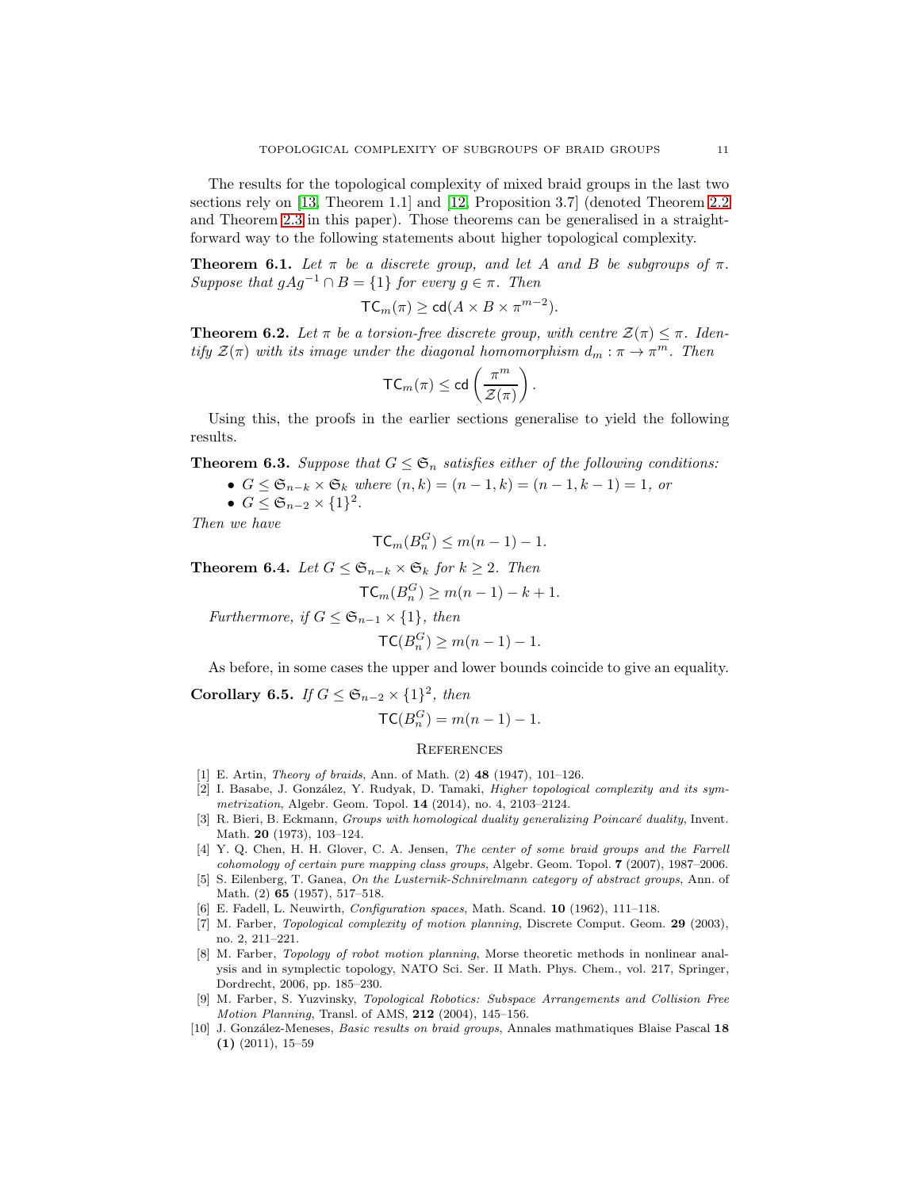The results for the topological complexity of mixed braid groups in the last two sections rely on [13, Theorem 1.1] and [12, Proposition 3.7] (denoted Theorem 2.2 and Theorem 2.3 in this paper). Those theorems can be generalised in a straightforward way to the following statements about higher topological complexity.

**Theorem 6.1.** *Let $\pi$ be a discrete group, and let $A$ and $B$ be subgroups of $\pi$. Suppose that $gAg^{-1} \cap B = \{1\}$ for every $g \in \pi$. Then*

$$\mathsf{TC}_m(\pi) \geq \mathsf{cd}(A \times B \times \pi^{m-2}).$$

**Theorem 6.2.** *Let $\pi$ be a torsion-free discrete group, with centre $\mathcal{Z}(\pi) \leq \pi$. Identify $\mathcal{Z}(\pi)$ with its image under the diagonal homomorphism $d_m : \pi \to \pi^m$. Then*

$$\mathsf{TC}_m(\pi) \leq \mathsf{cd}\left(\frac{\pi^m}{\mathcal{Z}(\pi)}\right).$$

Using this, the proofs in the earlier sections generalise to yield the following results.

**Theorem 6.3.** *Suppose that $G \leq \mathfrak{S}_n$ satisfies either of the following conditions:*

- *$G \leq \mathfrak{S}_{n-k} \times \mathfrak{S}_k$ where $(n, k) = (n-1, k) = (n-1, k-1) = 1$, or*
- *$G \leq \mathfrak{S}_{n-2} \times \{1\}^2$.*

*Then we have*

$$\mathsf{TC}_m(B_n^G) \leq m(n-1) - 1.$$

**Theorem 6.4.** *Let $G \leq \mathfrak{S}_{n-k} \times \mathfrak{S}_k$ for $k \geq 2$. Then*

$$\mathsf{TC}_m(B_n^G) \geq m(n-1) - k + 1.$$

*Furthermore, if $G \leq \mathfrak{S}_{n-1} \times \{1\}$, then*

$$\mathsf{TC}(B_n^G) \geq m(n-1) - 1.$$

As before, in some cases the upper and lower bounds coincide to give an equality.

**Corollary 6.5.** *If $G \leq \mathfrak{S}_{n-2} \times \{1\}^2$, then*

$$\mathsf{TC}(B_n^G) = m(n-1) - 1.$$

## References

[1] E. Artin, *Theory of braids*, Ann. of Math. (2) **48** (1947), 101–126.

[2] I. Basabe, J. González, Y. Rudyak, D. Tamaki, *Higher topological complexity and its symmetrization*, Algebr. Geom. Topol. **14** (2014), no. 4, 2103–2124.

[3] R. Bieri, B. Eckmann, *Groups with homological duality generalizing Poincaré duality*, Invent. Math. **20** (1973), 103–124.

[4] Y. Q. Chen, H. H. Glover, C. A. Jensen, *The center of some braid groups and the Farrell cohomology of certain pure mapping class groups*, Algebr. Geom. Topol. **7** (2007), 1987–2006.

[5] S. Eilenberg, T. Ganea, *On the Lusternik-Schnirelmann category of abstract groups*, Ann. of Math. (2) **65** (1957), 517–518.

[6] E. Fadell, L. Neuwirth, *Configuration spaces*, Math. Scand. **10** (1962), 111–118.

[7] M. Farber, *Topological complexity of motion planning*, Discrete Comput. Geom. **29** (2003), no. 2, 211–221.

[8] M. Farber, *Topology of robot motion planning*, Morse theoretic methods in nonlinear analysis and in symplectic topology, NATO Sci. Ser. II Math. Phys. Chem., vol. 217, Springer, Dordrecht, 2006, pp. 185–230.

[9] M. Farber, S. Yuzvinsky, *Topological Robotics: Subspace Arrangements and Collision Free Motion Planning*, Transl. of AMS, **212** (2004), 145–156.

[10] J. González-Meneses, *Basic results on braid groups*, Annales mathmatiques Blaise Pascal **18** **(1)** (2011), 15–59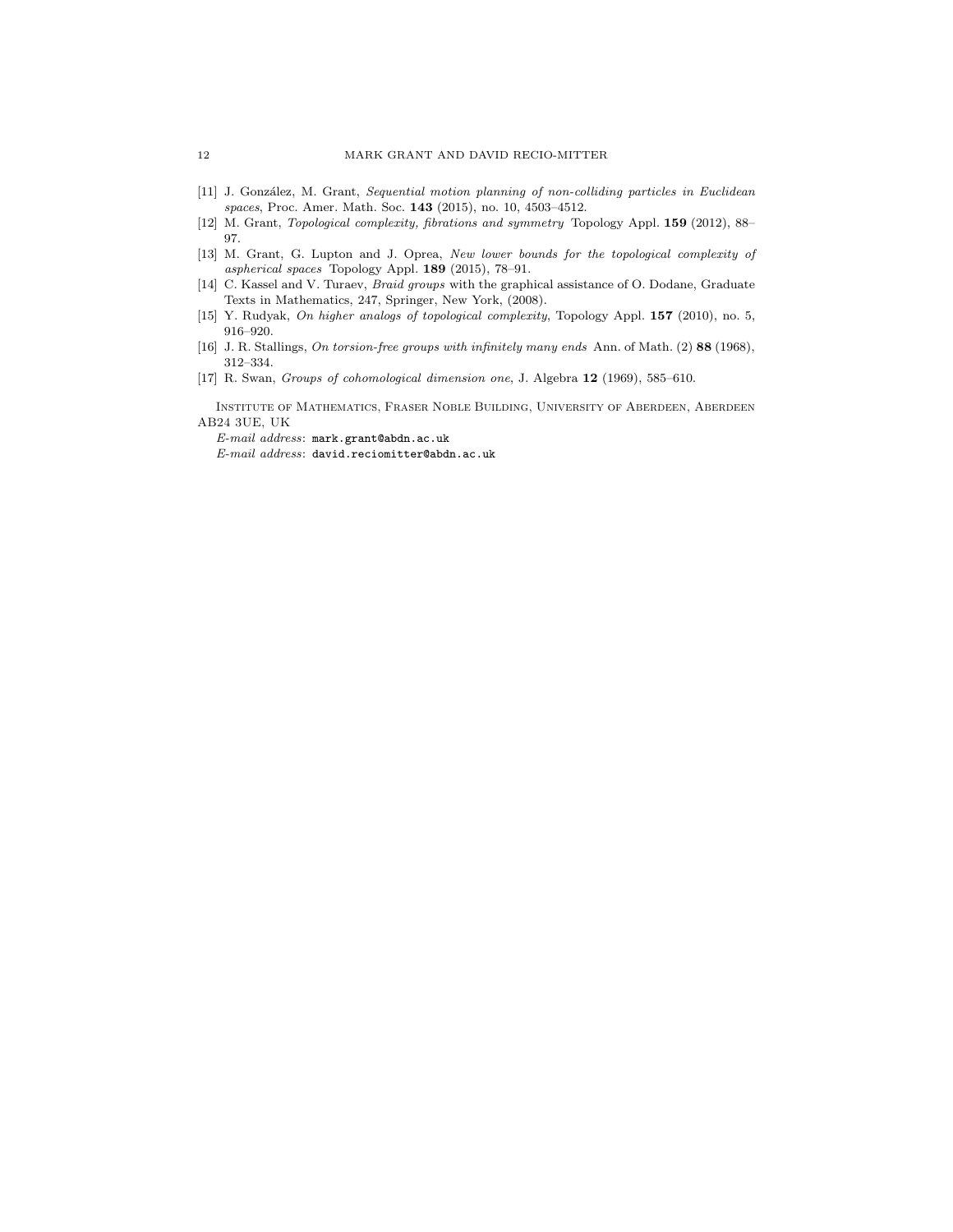[11] J. González, M. Grant, *Sequential motion planning of non-colliding particles in Euclidean spaces*, Proc. Amer. Math. Soc. **143** (2015), no. 10, 4503–4512.

[12] M. Grant, *Topological complexity, fibrations and symmetry* Topology Appl. **159** (2012), 88–97.

[13] M. Grant, G. Lupton and J. Oprea, *New lower bounds for the topological complexity of aspherical spaces* Topology Appl. **189** (2015), 78–91.

[14] C. Kassel and V. Turaev, *Braid groups* with the graphical assistance of O. Dodane, Graduate Texts in Mathematics, 247, Springer, New York, (2008).

[15] Y. Rudyak, *On higher analogs of topological complexity*, Topology Appl. **157** (2010), no. 5, 916–920.

[16] J. R. Stallings, *On torsion-free groups with infinitely many ends* Ann. of Math. (2) **88** (1968), 312–334.

[17] R. Swan, *Groups of cohomological dimension one*, J. Algebra **12** (1969), 585–610.

Institute of Mathematics, Fraser Noble Building, University of Aberdeen, Aberdeen AB24 3UE, UK

*E-mail address*: mark.grant@abdn.ac.uk

*E-mail address*: david.reciomitter@abdn.ac.uk